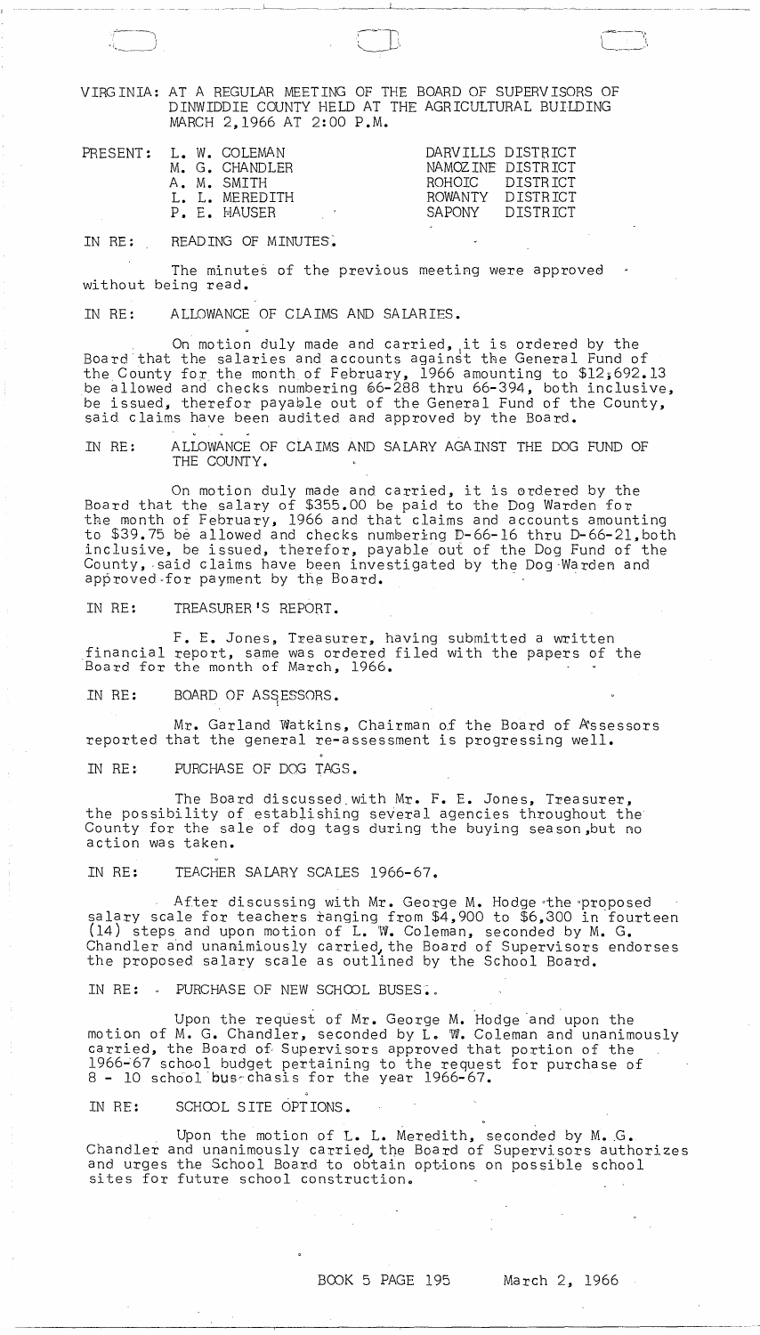VIRGINIA: AT A REGULAR MEETING OF THE BOARD OF SUPERVISORS OF DINWIDDIE COUNTY HELD AT THE AGRICULTURAL BUILDING MARCH 2,1966 AT 2:00 P.M.

| PRESENT: | | |
|---|---|---|
| | L. W. COLEMAN | DARVILLS DISTRICT |
| | M. G. CHANDLER | NAMOZINE DISTRICT |
| | A. M. SMITH | ROHOIC DISTRICT |
| | L. L. MEREDITH | ROWANTY DISTRICT |
| | P. E. HAUSER | SAPONY DISTRICT |

IN RE: READING OF MINUTES.

The minutes of the previous meeting were approved without being read.

IN RE: ALLOWANCE OF CLAIMS AND SALARIES.

On motion duly made and carried, it is ordered by the Board that the salaries and accounts against the General Fund of the County for the month of February, 1966 amounting to $12,692.13 be allowed and checks numbering 66-288 thru 66-394, both inclusive, be issued, therefor payable out of the General Fund of the County, said claims have been audited and approved by the Board.

IN RE: ALLOWANCE OF CLAIMS AND SALARY AGAINST THE DOG FUND OF THE COUNTY.

On motion duly made and carried, it is ordered by the Board that the salary of $355.00 be paid to the Dog Warden for the month of February, 1966 and that claims and accounts amounting to $39.75 be allowed and checks numbering D-66-16 thru D-66-21, both inclusive, be issued, therefor, payable out of the Dog Fund of the County, said claims have been investigated by the Dog Warden and approved for payment by the Board.

IN RE: TREASURER'S REPORT.

F. E. Jones, Treasurer, having submitted a written financial report, same was ordered filed with the papers of the Board for the month of March, 1966.

IN RE: BOARD OF ASSESSORS.

Mr. Garland Watkins, Chairman of the Board of Assessors reported that the general re-assessment is progressing well.

IN RE: PURCHASE OF DOG TAGS.

The Board discussed with Mr. F. E. Jones, Treasurer, the possibility of establishing several agencies throughout the County for the sale of dog tags during the buying season, but no action was taken.

IN RE: TEACHER SALARY SCALES 1966-67.

After discussing with Mr. George M. Hodge the proposed salary scale for teachers ranging from $4,900 to $6,300 in fourteen (14) steps and upon motion of L. W. Coleman, seconded by M. G. Chandler and unanimiously carried, the Board of Supervisors endorses the proposed salary scale as outlined by the School Board.

IN RE: PURCHASE OF NEW SCHOOL BUSES.

Upon the request of Mr. George M. Hodge and upon the motion of M. G. Chandler, seconded by L. W. Coleman and unanimously carried, the Board of Supervisors approved that portion of the 1966-67 school budget pertaining to the request for purchase of 8 - 10 school bus chasis for the year 1966-67.

IN RE: SCHOOL SITE OPTIONS.

Upon the motion of L. L. Meredith, seconded by M. G. Chandler and unanimously carried, the Board of Supervisors authorizes and urges the School Board to obtain options on possible school sites for future school construction.

BOOK 5 PAGE 195 March 2, 1966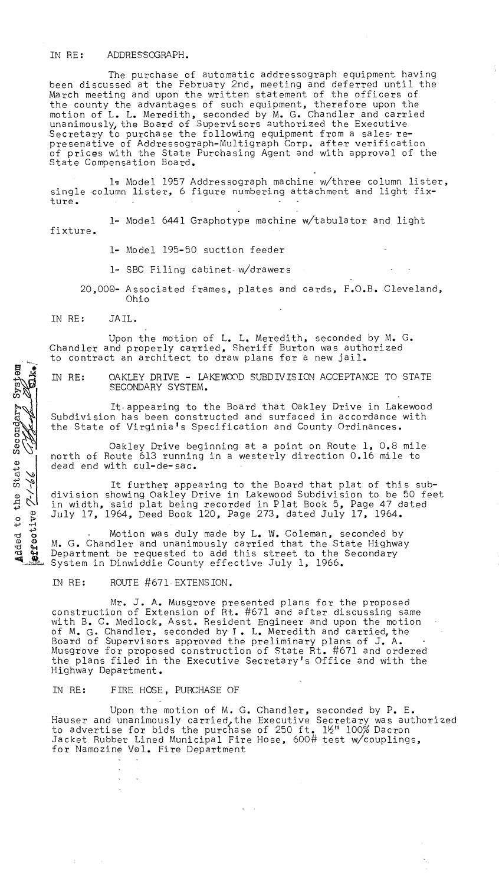IN RE: ADDRESSOGRAPH.

The purchase of automatic addressograph equipment having been discussed at the February 2nd, meeting and deferred until the March meeting and upon the written statement of the officers of the county the advantages of such equipment, therefore upon the motion of L. L. Meredith, seconded by M. G. Chandler and carried unanimously, the Board of Supervisors authorized the Executive Secretary to purchase the following equipment from a sales representative of Addressograph-Multigraph Corp. after verification of prices with the State Purchasing Agent and with approval of the State Compensation Board.

1- Model 1957 Addressograph machine w/three column lister, single column lister, 6 figure numbering attachment and light fixture.

1- Model 6441 Graphotype machine w/tabulator and light fixture.

1- Model 195-50 suction feeder

1- SBC Filing cabinet w/drawers

20,000- Associated frames, plates and cards, F.O.B. Cleveland, Ohio

IN RE: JAIL.

Upon the motion of L. L. Meredith, seconded by M. G. Chandler and properly carried, Sheriff Burton was authorized to contract an architect to draw plans for a new jail.

Added to the State Secondary System effective 7-1-66 ___ Clk.

IN RE: OAKLEY DRIVE - LAKEWOOD SUBDIVISION ACCEPTANCE TO STATE SECONDARY SYSTEM.

It appearing to the Board that Oakley Drive in Lakewood Subdivision has been constructed and surfaced in accordance with the State of Virginia's Specification and County Ordinances.

Oakley Drive beginning at a point on Route 1, 0.8 mile north of Route 613 running in a westerly direction 0.16 mile to dead end with cul-de-sac.

It further appearing to the Board that plat of this subdivision showing Oakley Drive in Lakewood Subdivision to be 50 feet in width, said plat being recorded in Plat Book 5, Page 47 dated July 17, 1964, Deed Book 120, Page 273, dated July 17, 1964.

Motion was duly made by L. W. Coleman, seconded by M. G. Chandler and unanimously carried that the State Highway Department be requested to add this street to the Secondary System in Dinwiddie County effective July 1, 1966.

IN RE: ROUTE #671 EXTENSION.

Mr. J. A. Musgrove presented plans for the proposed construction of Extension of Rt. #671 and after discussing same with B. C. Medlock, Asst. Resident Engineer and upon the motion of M. G. Chandler, seconded by I. L. Meredith and carried, the Board of Supervisors approved the preliminary plans of J. A. Musgrove for proposed construction of State Rt. #671 and ordered the plans filed in the Executive Secretary's Office and with the Highway Department.

IN RE: FIRE HOSE, PURCHASE OF

Upon the motion of M. G. Chandler, seconded by P. E. Hauser and unanimously carried, the Executive Secretary was authorized to advertise for bids the purchase of 250 ft. 1½" 100% Dacron Jacket Rubber Lined Municipal Fire Hose, 600# test w/couplings, for Namozine Vol. Fire Department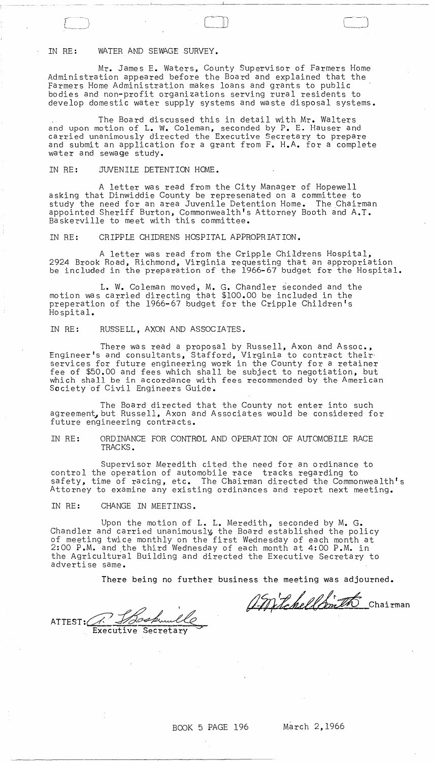IN RE: WATER AND SEWAGE SURVEY.

Mr. James E. Waters, County Supervisor of Farmers Home Administration appeared before the Board and explained that the Farmers Home Administration makes loans and grants to public bodies and non-profit organizations serving rural residents to develop domestic water supply systems and waste disposal systems.

The Board discussed this in detail with Mr. Walters and upon motion of L. W. Coleman, seconded by P. E. Hauser and carried unanimously directed the Executive Secretary to prepare and submit an application for a grant from F. H.A. for a complete water and sewage study.

IN RE: JUVENILE DETENTION HOME.

A letter was read from the City Manager of Hopewell asking that Dinwiddie County be represenated on a committee to study the need for an area Juvenile Detention Home. The Chairman appointed Sheriff Burton, Commonwealth's Attorney Booth and A.T. Baskerville to meet with this committee.

IN RE: CRIPPLE CHIDRENS HOSPITAL APPROPRIATION.

A letter was read from the Cripple Childrens Hospital, 2924 Brook Road, Richmond, Virginia requesting that an appropriation be included in the preparation of the 1966-67 budget for the Hospital.

L. W. Coleman moved, M. G. Chandler seconded and the motion was carried directing that $100.00 be included in the preperation of the 1966-67 budget for the Cripple Children's Hospital.

IN RE: RUSSELL, AXON AND ASSOCIATES.

There was read a proposal by Russell, Axon and Assoc., Engineer's and consultants, Stafford, Virginia to contract their services for future engineering work in the County for a retainer fee of $50.00 and fees which shall be subject to negotiation, but which shall be in accordance with fees recommended by the American Society of Civil Engineers Guide.

The Board directed that the County not enter into such agreement, but Russell, Axon and Associates would be considered for future engineering contracts.

IN RE: ORDINANCE FOR CONTROL AND OPERATION OF AUTOMOBILE RACE TRACKS.

Supervisor Meredith cited the need for an ordinance to control the operation of automobile race tracks regarding to safety, time of racing, etc. The Chairman directed the Commonwealth's Attorney to examine any existing ordinances and report next meeting.

IN RE: CHANGE IN MEETINGS.

Upon the motion of L. L. Meredith, seconded by M. G. Chandler and carried unanimously, the Board established the policy of meeting twice monthly on the first Wednesday of each month at 2:00 P.M. and the third Wednesday of each month at 4:00 P.M. in the Agricultural Building and directed the Executive Secretary to advertise same.

There being no further business the meeting was adjourned.

A. Mitchell Smith Chairman

ATTEST: A. T. Baskerville
Executive Secretary

BOOK 5 PAGE 196 March 2,1966